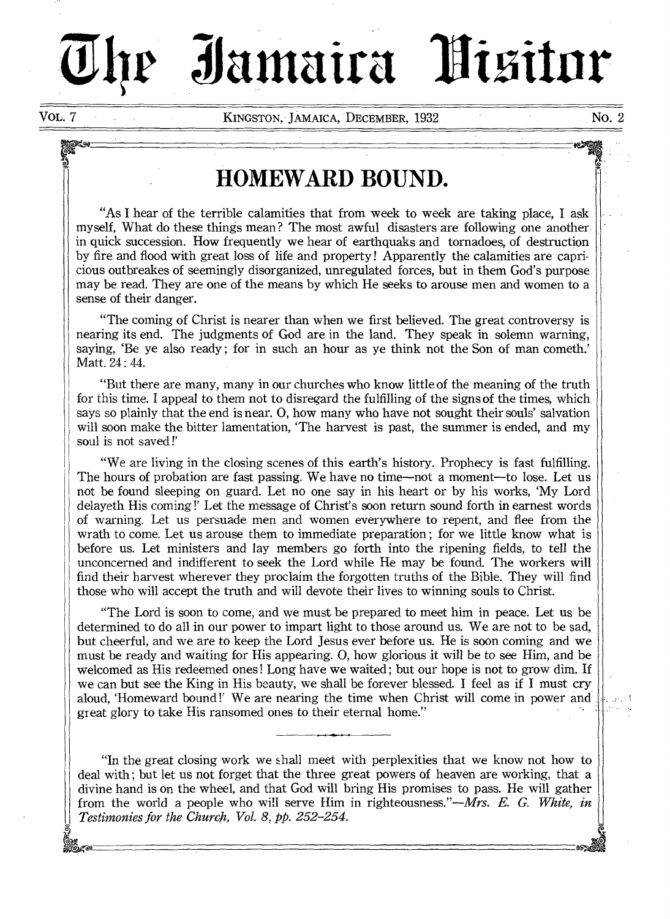# The Jamaica Visitor

VOL. 7 — KINGSTON, JAMAICA, DECEMBER, 1932 — NO. 2

## HOMEWARD BOUND.

"As I hear of the terrible calamities that from week to week are taking place, I ask myself, What do these things mean? The most awful disasters are following one another in quick succession. How frequently we hear of earthquaks and tornadoes, of destruction by fire and flood with great loss of life and property! Apparently the calamities are capricious outbreakes of seemingly disorganized, unregulated forces, but in them God's purpose may be read. They are one of the means by which He seeks to arouse men and women to a sense of their danger.

"The coming of Christ is nearer than when we first believed. The great controversy is nearing its end. The judgments of God are in the land. They speak in solemn warning, saying, 'Be ye also ready; for in such an hour as ye think not the Son of man cometh.' Matt. 24 : 44.

"But there are many, many in our churches who know little of the meaning of the truth for this time. I appeal to them not to disregard the fulfilling of the signs of the times, which says so plainly that the end is near. O, how many who have not sought their souls' salvation will soon make the bitter lamentation, 'The harvest is past, the summer is ended, and my soul is not saved!'

"We are living in the closing scenes of this earth's history. Prophecy is fast fulfilling. The hours of probation are fast passing. We have no time—not a moment—to lose. Let us not be found sleeping on guard. Let no one say in his heart or by his works, 'My Lord delayeth His coming!' Let the message of Christ's soon return sound forth in earnest words of warning. Let us persuade men and women everywhere to repent, and flee from the wrath to come. Let us arouse them to immediate preparation; for we little know what is before us. Let ministers and lay members go forth into the ripening fields, to tell the unconcerned and indifferent to seek the Lord while He may be found. The workers will find their harvest wherever they proclaim the forgotten truths of the Bible. They will find those who will accept the truth and will devote their lives to winning souls to Christ.

"The Lord is soon to come, and we must be prepared to meet him in peace. Let us be determined to do all in our power to impart light to those around us. We are not to be sad, but cheerful, and we are to keep the Lord Jesus ever before us. He is soon coming and we must be ready and waiting for His appearing. O, how glorious it will be to see Him, and be welcomed as His redeemed ones! Long have we waited; but our hope is not to grow dim. If we can but see the King in His beauty, we shall be forever blessed. I feel as if I must cry aloud, 'Homeward bound!' We are nearing the time when Christ will come in power and great glory to take His ransomed ones to their eternal home."

---

"In the great closing work we shall meet with perplexities that we know not how to deal with; but let us not forget that the three great powers of heaven are working, that a divine hand is on the wheel, and that God will bring His promises to pass. He will gather from the world a people who will serve Him in righteousness."—*Mrs. E. G. White, in Testimonies for the Church, Vol. 8, pp. 252–254.*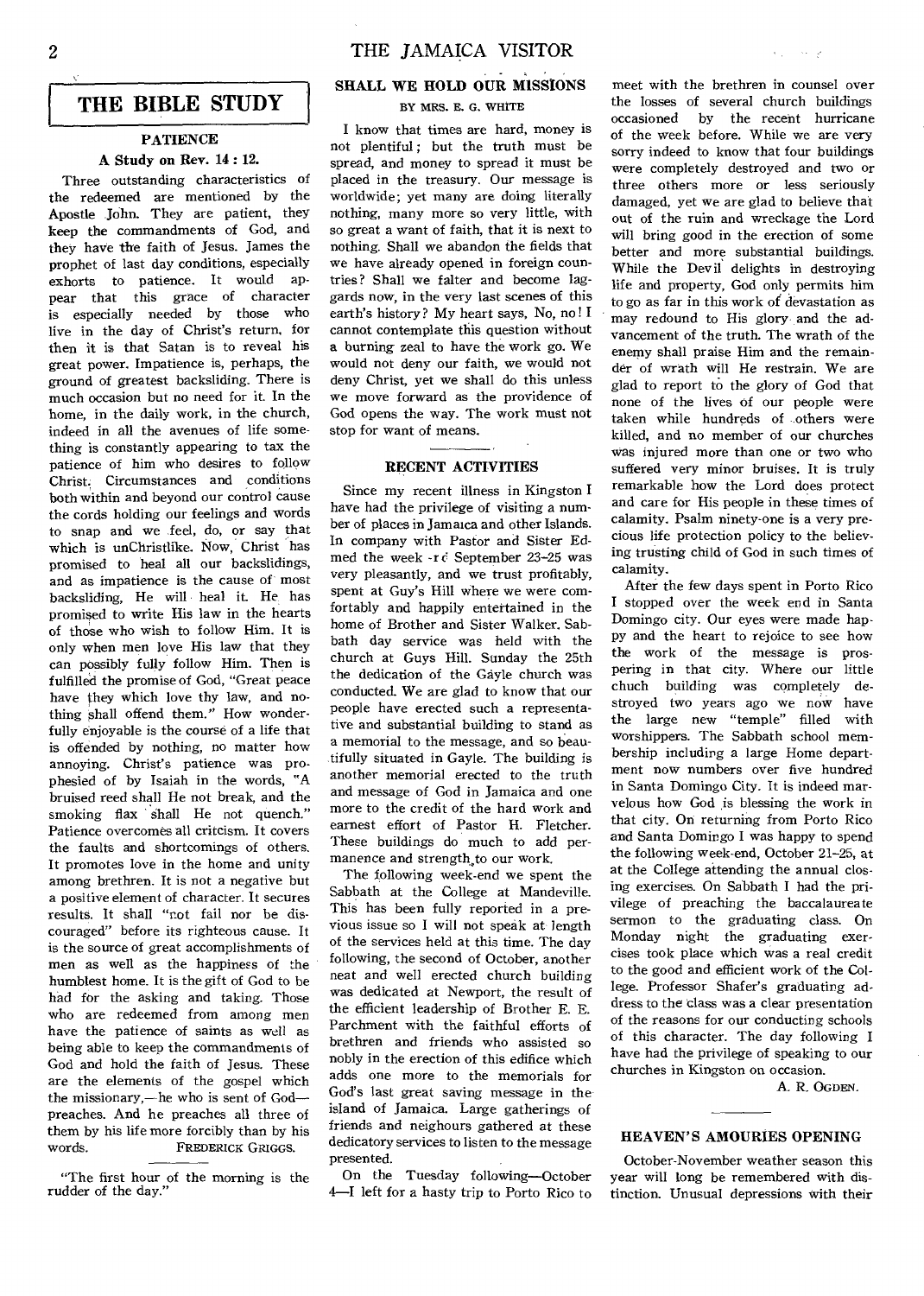## THE BIBLE STUDY

### PATIENCE

#### A Study on Rev. 14 : 12.

Three outstanding characteristics of the redeemed are mentioned by the Apostle John. They are patient, they keep the commandments of God, and they have the faith of Jesus. James the prophet of last day conditions, especially exhorts to patience. It would appear that this grace of character is especially needed by those who live in the day of Christ's return, for then it is that Satan is to reveal his great power. Impatience is, perhaps, the ground of greatest backsliding. There is much occasion but no need for it. In the home, in the daily work, in the church, indeed in all the avenues of life something is constantly appearing to tax the patience of him who desires to follow Christ. Circumstances and conditions both within and beyond our control cause the cords holding our feelings and words to snap and we feel, do, or say that which is unChristlike. Now, Christ has promised to heal all our backslidings, and as impatience is the cause of most backsliding, He will heal it. He has promised to write His law in the hearts of those who wish to follow Him. It is only when men love His law that they can possibly fully follow Him. Then is fulfilled the promise of God, "Great peace have they which love thy law, and nothing shall offend them." How wonderfully enjoyable is the course of a life that is offended by nothing, no matter how annoying. Christ's patience was prophesied of by Isaiah in the words, "A bruised reed shall He not break, and the smoking flax shall He not quench." Patience overcomes all criticism. It covers the faults and shortcomings of others. It promotes love in the home and unity among brethren. It is not a negative but a positive element of character. It secures results. It shall "not fail nor be discouraged" before its righteous cause. It is the source of great accomplishments of men as well as the happiness of the humblest home. It is the gift of God to be had for the asking and taking. Those who are redeemed from among men have the patience of saints as well as being able to keep the commandments of God and hold the faith of Jesus. These are the elements of the gospel which the missionary,—he who is sent of God—preaches. And he preaches all three of them by his life more forcibly than by his words.

FREDERICK GRIGGS.

"The first hour of the morning is the rudder of the day."

### SHALL WE HOLD OUR MISSIONS

BY MRS. E. G. WHITE

I know that times are hard, money is not plentiful; but the truth must be spread, and money to spread it must be placed in the treasury. Our message is worldwide; yet many are doing literally nothing, many more so very little, with so great a want of faith, that it is next to nothing. Shall we abandon the fields that we have already opened in foreign countries? Shall we falter and become laggards now, in the very last scenes of this earth's history? My heart says, No, no! I cannot contemplate this question without a burning zeal to have the work go. We would not deny our faith, we would not deny Christ, yet we shall do this unless we move forward as the providence of God opens the way. The work must not stop for want of means.

### RECENT ACTIVITIES

Since my recent illness in Kingston I have had the privilege of visiting a number of places in Jamaica and other Islands. In company with Pastor and Sister Edmed the week-end September 23-25 was very pleasantly, and we trust profitably, spent at Guy's Hill where we were comfortably and happily entertained in the home of Brother and Sister Walker. Sabbath day service was held with the church at Guys Hill. Sunday the 25th the dedication of the Gayle church was conducted. We are glad to know that our people have erected such a representative and substantial building to stand as a memorial to the message, and so beautifully situated in Gayle. The building is another memorial erected to the truth and message of God in Jamaica and one more to the credit of the hard work and earnest effort of Pastor H. Fletcher. These buildings do much to add permanence and strength to our work.

The following week-end we spent the Sabbath at the College at Mandeville. This has been fully reported in a previous issue so I will not speak at length of the services held at this time. The day following, the second of October, another neat and well erected church building was dedicated at Newport, the result of the efficient leadership of Brother E. E. Parchment with the faithful efforts of brethren and friends who assisted so nobly in the erection of this edifice which adds one more to the memorials for God's last great saving message in the island of Jamaica. Large gatherings of friends and neighbours gathered at these dedicatory services to listen to the message presented.

On the Tuesday following—October 4—I left for a hasty trip to Porto Rico to meet with the brethren in counsel over the losses of several church buildings occasioned by the recent hurricane of the week before. While we are very sorry indeed to know that four buildings were completely destroyed and two or three others more or less seriously damaged, yet we are glad to believe that out of the ruin and wreckage the Lord will bring good in the erection of some better and more substantial buildings. While the Devil delights in destroying life and property, God only permits him to go as far in this work of devastation as may redound to His glory and the advancement of the truth. The wrath of the enemy shall praise Him and the remainder of wrath will He restrain. We are glad to report to the glory of God that none of the lives of our people were taken while hundreds of others were killed, and no member of our churches was injured more than one or two who suffered very minor bruises. It is truly remarkable how the Lord does protect and care for His people in these times of calamity. Psalm ninety-one is a very precious life protection policy to the believing trusting child of God in such times of calamity.

After the few days spent in Porto Rico I stopped over the week end in Santa Domingo city. Our eyes were made happy and the heart to rejoice to see how the work of the message is prospering in that city. Where our little chuch building was completely destroyed two years ago we now have the large new "temple" filled with worshippers. The Sabbath school membership including a large Home department now numbers over five hundred in Santa Domingo City. It is indeed marvelous how God is blessing the work in that city. On returning from Porto Rico and Santa Domingo I was happy to spend the following week-end, October 21-25, at at the College attending the annual closing exercises. On Sabbath I had the privilege of preaching the baccalaureate sermon to the graduating class. On Monday night the graduating exercises took place which was a real credit to the good and efficient work of the College. Professor Shafer's graduating address to the class was a clear presentation of the reasons for our conducting schools of this character. The day following I have had the privilege of speaking to our churches in Kingston on occasion.

A. R. OGDEN.

### HEAVEN'S AMOURIES OPENING

October-November weather season this year will long be remembered with distinction. Unusual depressions with their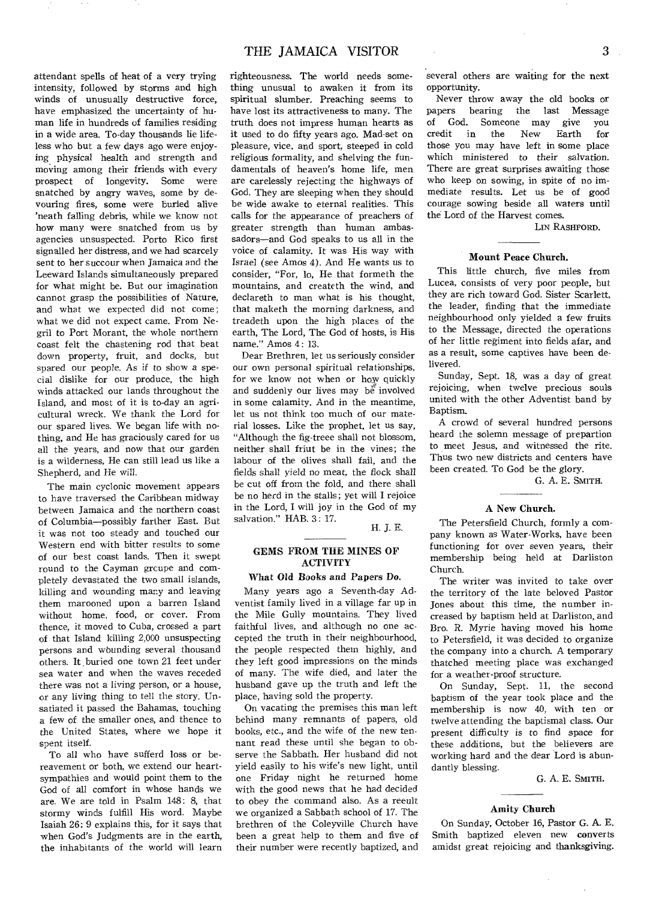attendant spells of heat of a very trying intensity, followed by storms and high winds of unusually destructive force, have emphasized the uncertainty of human life in hundreds of families residing in a wide area. To-day thousands lie lifeless who but a few days ago were enjoying physical health and strength and moving among their friends with every prospect of longevity. Some were snatched by angry waves, some by devouring fires, some were buried alive 'neath falling debris, while we know not how many were snatched from us by agencies unsuspected. Porto Rico first signalled her distress, and we had scarcely sent to her succour when Jamaica and the Leeward Islands simultaneously prepared for what might be. But our imagination cannot grasp the possibilities of Nature, and what we expected did not come; what we did not expect came. From Negril to Port Morant, the whole northern coast felt the chastening rod that beat down property, fruit, and docks, but spared our people. As if to show a special dislike for our produce, the high winds attacked our lands throughout the Island, and most of it is to-day an agricultural wreck. We thank the Lord for our spared lives. We began life with nothing, and He has graciously cared for us all the years, and now that our garden is a wilderness, He can still lead us like a Shepherd, and He will.

The main cyclonic movement appears to have traversed the Caribbean midway between Jamaica and the northern coast of Columbia—possibly farther East. But it was not too steady and touched our Western end with bitter results to some of our best coast lands. Then it swept round to the Cayman grcupe and completely devastated the two small islands, killing and wounding many and leaving them marooned upon a barren Island without home, food, or cover. From thence, it moved to Cuba, crossed a part of that Island killing 2,000 unsuspecting persons and wounding several thousand others. It buried one town 21 feet under sea water and when the waves receded there was not a living person, or a house, or any living thing to tell the story. Unsatiated it passed the Bahamas, touching a few of the smaller ones, and thence to the United States, where we hope it spent itself.

To all who have sufferd loss or bereavement or both, we extend our heartsympathies and would point them to the God of all comfort in whose hands we are. We are told in Psalm 148: 8, that stormy winds fulfill His word. Maybe Isaiah 26: 9 explains this, for it says that when God's Judgments are in the earth, the inhabitants of the world will learn righteousness. The world needs something unusual to awaken it from its spiritual slumber. Preaching seems to have lost its attractiveness to many. The truth does not impress human hearts as it used to do fifty years ago. Mad-set on pleasure, vice, and sport, steeped in cold religious formality, and shelving the fundamentals of heaven's home life, men are carelessly rejecting the highways of God. They are sleeping when they should be wide awake to eternal realities. This calls for the appearance of preachers of greater strength than human ambassadors—and God speaks to us all in the voice of calamity. It was His way with Israel (see Amos 4). And He wants us to consider, "For, lo, He that formeth the mountains, and createth the wind, and declareth to man what is his thought, that maketh the morning darkness, and treadeth upon the high places of the earth, The Lord, The God of hosts, is His name." Amos 4: 13.

Dear Brethren, let us seriously consider our own personal spiritual relationships, for we know not when or how quickly and suddenly our lives may be involved in some calamity. And in the meantime, let us not think too much of our material losses. Like the prophet, let us say, "Although the fig-treee shall not blossom, neither shall friut be in the vines; the labour of the olives shall fail, and the fields shall yield no meat, the flock shall be cut off from the fold, and there shall be no herd in the stalls; yet will I rejoice in the Lord, I will joy in the God of my salvation." HAB. 3: 17.

H. J. E.

## GEMS FROM THE MINES OF ACTIVITY

### What Old Books and Papers Do.

Many years ago a Seventh-day Adventist family lived in a village far up in the Mile Gully mountains. They lived faithful lives, and although no one accepted the truth in their neighbourhood, the people respected them highly, and they left good impressions on the minds of many. The wife died, and later the husband gave up the truth and left the place, having sold the property.

On vacating the premises this man left behind many remnants of papers, old books, etc., and the wife of the new tenant read these until she began to observe the Sabbath. Her husband did not yield easily to his wife's new light, until one Friday night he returned home with the good news that he had decided to obey the command also. As a reeult we organized a Sabbath school of 17. The brethren of the Coleyville Church have been a great help to them and five of their number were recently baptized, and several others are waiting for the next opportunity.

Never throw away the old books or papers bearing the last Message of God. Someone may give you credit in the New Earth for those you may have left in some place which ministered to their salvation. There are great surprises awaiting those who keep on sowing, in spite of no immediate results. Let us be of good courage sowing beside all waters until the Lord of the Harvest comes.

LIN RASHFORD.

### Mount Peace Church.

This little church, five miles from Lucea, consists of very poor people, but they are rich toward God. Sister Scarlett, the leader, finding that the immediate neighbourhood only yielded a few fruits to the Message, directed the operations of her little regiment into fields afar, and as a result, some captives have been delivered.

Sunday, Sept. 18, was a day of great rejoicing, when twelve precious souls united with the other Adventist band by Baptism.

A crowd of several hundred persons heard the solemn message of prepartion to meet Jesus, and witnessed the rite. Thus two new districts and centers have been created. To God be the glory.

G. A. E. SMITH.

### A New Church.

The Petersfield Church, formly a company known as Water-Works, have been functioning for over seven years, their membership being held at Darliston Church.

The writer was invited to take over the territory of the late beloved Pastor Jones about this time, the number increased by baptism held at Darliston, and Bro. R. Myrie having moved his home to Petersfield, it was decided to organize the company into a church. A temporary thatched meeting place was exchanged for a weather-proof structure.

On Sunday, Sept. 11, the second baptism of the year took place and the membership is now 40, with ten or twelve attending the baptismal class. Our present difficulty is to find space for these additions, but the believers are working hard and the dear Lord is abundantly blessing.

G. A. E. SMITH.

### Amity Church

On Sunday, October 16, Pastor G. A. E. Smith baptized eleven new converts amidst great rejoicing and thanksgiving.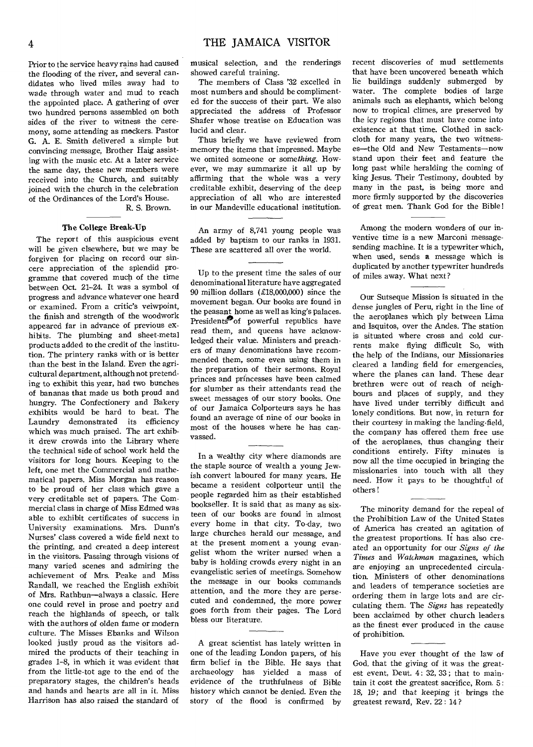Prior to the service heavy rains had caused the flooding of the river, and several candidates who lived miles away had to wade through water and mud to reach the appointed place. A gathering of over two hundred persons assembled on both sides of the river to witness the ceremony, some attending as mockers. Pastor G. A. E. Smith delivered a simple but convincing message, Brother Haig assisting with the music etc. At a later service the same day, these new members were received into the Church, and suitably joined with the church in the celebration of the Ordinances of the Lord's House.

R. S. Brown.

### The College Break-Up

The report of this auspicious event will be given elsewhere, but we may be forgiven for placing on record our sincere appreciation of the splendid programme that covered much of the time between Oct. 21-24. It was a symbol of progress and advance whatever one heard or examined. From a critic's veiwpoint, the finish and strength of the woodwork appeared far in advance of previous exhibits. The plumbing and sheet-metal products added to the credit of the institution. The printery ranks with or is better than the best in the Island. Even the agricultural department, although not pretending to exhibit this year, had two bunches of bananas that made us both proud and hungry. The Confectionery and Bakery exhibits would be hard to beat. The Laundry demonstrated its efficiency which was much praised. The art exhibit drew crowds into the Library where the technical side of school work held the visitors for long hours. Keeping to the left, one met the Commercial and mathematical papers. Miss Morgan has reason to be proud of her class which gave a very creditable set of papers. The Commercial class in charge of Miss Edmed was able to exhibit certificates of success in University examinations. Mrs. Dunn's Nurses' class covered a wide field next to the printing, and created a deep interest in the visitors. Passing through visions of many varied scenes and admiring the achievement of Mrs. Peake and Miss Randall, we reached the English exhibit of Mrs. Rathbun—always a classic. Here one could revel in prose and poetry and reach the highlands of speech, or talk with the authors of olden fame or modern culture. The Misses Ebanks and Wilson looked justly proud as the visitors admired the products of their teaching in grades 1-8, in which it was evident that from the little-tot age to the end of the preparatory stages, the children's heads and hands and hearts are all in it. Miss Harrison has also raised the standard of musical selection, and the renderings showed careful training.

The members of Class '32 excelled in most numbers and should be complimented for the success of their part. We also appreciated the address of Professor Shafer whose treatise on Education was lucid and clear.

Thus briefly we have reviewed from memory the items that impressed. Maybe we omited someone or some*thing*. However, we may summarize it all up by affirming that the whole was a very creditable exhibit, deserving of the deep appreciation of all who are interested in our Mandeville educational institution.

---

An army of 8,741 young people was added by baptism to our ranks in 1931. These are scattered all over the world.

---

Up to the present time the sales of our denominational literature have aggregated 90 million dollars (£18,000,000) since the movement began. Our books are found in the peasant home as well as king's palaces. Presidents of powerful republics have read them, and queens have acknowledged their value. Ministers and preachers of many denominations have recommended them, some even using them in the preparation of their sermons. Royal princes and princesses have been calmed for slumber as their attendants read the sweet messages of our story books. One of our Jamaica Colporteurs says he has found an average of nine of our books in most of the houses where he has canvassed.

---

In a wealthy city where diamonds are the staple source of wealth a young Jewish convert laboured for many years. He became a resident colporteur until the people regarded him as their established bookseller. It is said that as many as sixteen of our books are found in almost every home in that city. To-day, two large churches herald our message, and at the present moment a young evangelist whom the writer nursed when a baby is holding crowds every night in an evangelistic series of meetings. Somehow the message in our books commands attention, and the more they are persecuted and condemned, the more power goes forth from their pages. The Lord bless our literature.

---

A great scientist has lately written in one of the leading London papers, of his firm belief in the Bible. He says that archaeology has yielded a mass of evidence of the truthfulness of Bible history which cannot be denied. Even the story of the flood is confirmed by recent discoveries of mud settlements that have been uncovered beneath which lie buildings suddenly submerged by water. The complete bodies of large animals such as elephants, which belong now to tropical climes, are preserved by the icy regions that must have come into existence at that time. Clothed in sackcloth for many years, the two witnesses—the Old and New Testaments—now stand upon their feet and feature the long past while heralding the coming of king Jesus. Their Testimony, doubted by many in the past, is being more and more firmly supported by the discoveries of great men. Thank God for the Bible!

---

Among the modern wonders of our inventive time is a new Marconi message-sending machine. It is a typewriter which, when used, sends a message which is duplicated by another typewriter hundreds of miles away. What next?

---

Our Sutseque Mission is situated in the dense jungles of Peru, right in the line of the aeroplanes which ply between Lima and Isquitos, over the Andes. The station is situated where cross and cold currents make flying difficult So, with the help of the Indians, our Missionaries cleared a landing field for emergencies, where the planes can land. These dear brethren were out of reach of neighbours and places of supply, and they have lived under terribly difficult and lonely conditions. But now, in return for their courtesy in making the landing-field, the company has offered them free use of the aeroplanes, thus changing their conditions entirely. Fifty minutes is now all the time occupied in bringing the missionaries into touch with all they need. How it pays to be thoughtful of others!

---

The minority demand for the repeal of the Prohibition Law of the United States of America has created an agitation of the greatest proportions. It has also created an opportunity for our *Signs of the Times* and *Watchman* magazines, which are enjoying an unprecedented circulation. Ministers of other denominations and leaders of temperance societies are ordering them in large lots and are circulating them. The *Signs* has repeatedly been acclaimed by other church leaders as the finest ever produced in the cause of prohibition.

---

Have you ever thought of the law of God, that the giving of it was the greatest event, Deut. 4: 32, 33; that to maintain it cost the greatest sacrifice, Rom. 5: 18, 19; and that keeping it brings the greatest reward, Rev. 22: 14?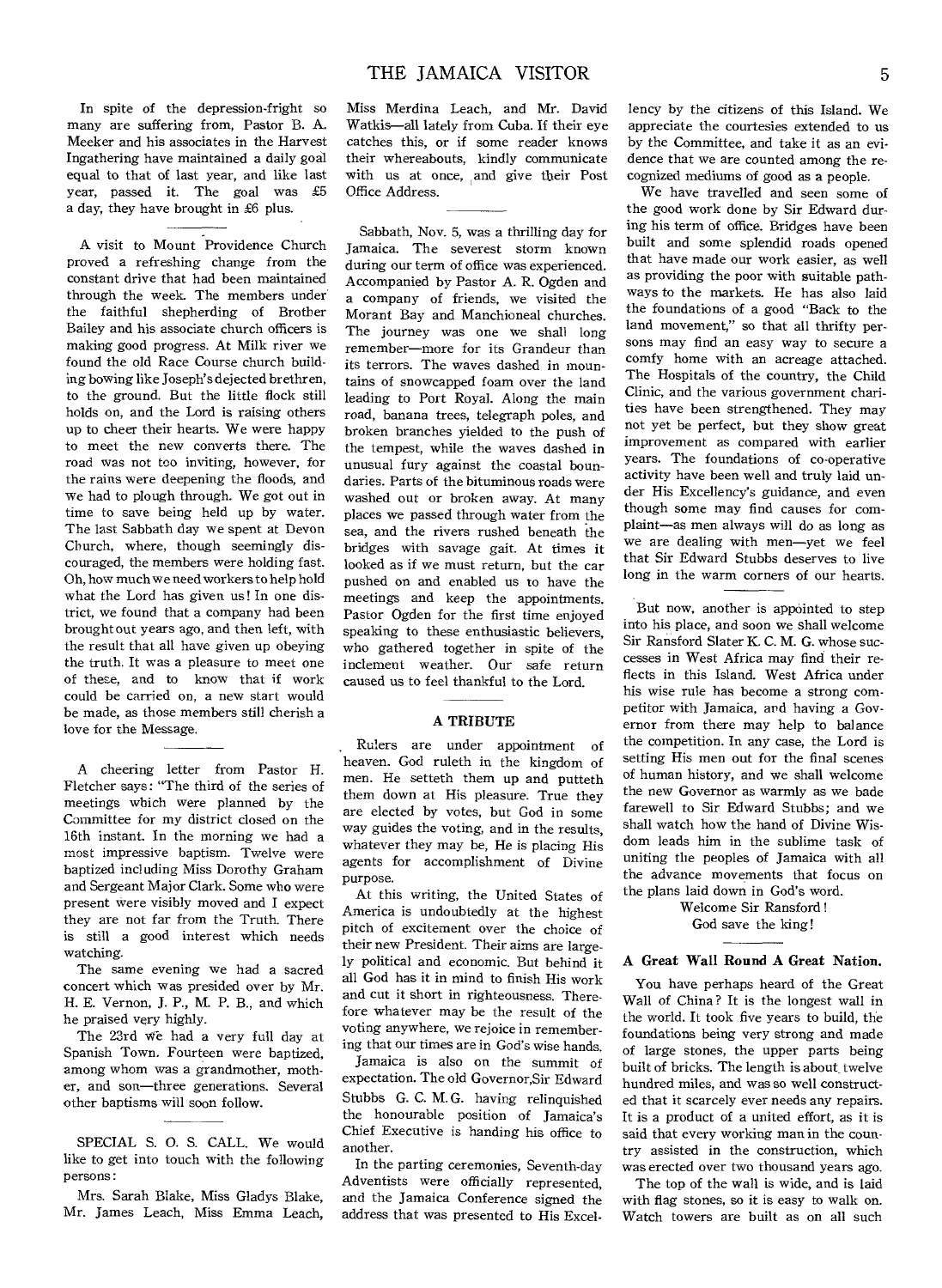In spite of the depression-fright so many are suffering from, Pastor B. A. Meeker and his associates in the Harvest Ingathering have maintained a daily goal equal to that of last year, and like last year, passed it. The goal was £5 a day, they have brought in £6 plus.

A visit to Mount Providence Church proved a refreshing change from the constant drive that had been maintained through the week. The members under the faithful shepherding of Brother Bailey and his associate church officers is making good progress. At Milk river we found the old Race Course church building bowing like Joseph's dejected brethren, to the ground. But the little flock still holds on, and the Lord is raising others up to cheer their hearts. We were happy to meet the new converts there. The road was not too inviting, however, for the rains were deepening the floods, and we had to plough through. We got out in time to save being held up by water. The last Sabbath day we spent at Devon Church, where, though seemingly discouraged, the members were holding fast. Oh, how much we need workers to help hold what the Lord has given us! In one district, we found that a company had been brought out years ago, and then left, with the result that all have given up obeying the truth. It was a pleasure to meet one of these, and to know that if work could be carried on, a new start would be made, as those members still cherish a love for the Message.

A cheering letter from Pastor H. Fletcher says: "The third of the series of meetings which were planned by the Committee for my district closed on the 16th instant. In the morning we had a most impressive baptism. Twelve were baptized including Miss Dorothy Graham and Sergeant Major Clark. Some who were present were visibly moved and I expect they are not far from the Truth. There is still a good interest which needs watching.

The same evening we had a sacred concert which was presided over by Mr. H. E. Vernon, J. P., M. P. B., and which he praised very highly.

The 23rd we had a very full day at Spanish Town. Fourteen were baptized, among whom was a grandmother, mother, and son—three generations. Several other baptisms will soon follow.

SPECIAL S. O. S. CALL. We would like to get into touch with the following persons:

Mrs. Sarah Blake, Miss Gladys Blake, Mr. James Leach, Miss Emma Leach, Miss Merdina Leach, and Mr. David Watkis—all lately from Cuba. If their eye catches this, or if some reader knows their whereabouts, kindly communicate with us at once, and give their Post Office Address.

Sabbath, Nov. 5, was a thrilling day for Jamaica. The severest storm known during our term of office was experienced. Accompanied by Pastor A. R. Ogden and a company of friends, we visited the Morant Bay and Manchioneal churches. The journey was one we shall long remember—more for its Grandeur than its terrors. The waves dashed in mountains of snowcapped foam over the land leading to Port Royal. Along the main road, banana trees, telegraph poles, and broken branches yielded to the push of the tempest, while the waves dashed in unusual fury against the coastal boundaries. Parts of the bituminous roads were washed out or broken away. At many places we passed through water from the sea, and the rivers rushed beneath the bridges with savage gait. At times it looked as if we must return, but the car pushed on and enabled us to have the meetings and keep the appointments. Pastor Ogden for the first time enjoyed speaking to these enthusiastic believers, who gathered together in spite of the inclement weather. Our safe return caused us to feel thankful to the Lord.

## A TRIBUTE

Rulers are under appointment of heaven. God ruleth in the kingdom of men. He setteth them up and putteth them down at His pleasure. True they are elected by votes, but God in some way guides the voting, and in the results, whatever they may be, He is placing His agents for accomplishment of Divine purpose.

At this writing, the United States of America is undoubtedly at the highest pitch of excitement over the choice of their new President. Their aims are largely political and economic. But behind it all God has it in mind to finish His work and cut it short in righteousness. Therefore whatever may be the result of the voting anywhere, we rejoice in remembering that our times are in God's wise hands.

Jamaica is also on the summit of expectation. The old Governor, Sir Edward Stubbs G. C. M. G. having relinquished the honourable position of Jamaica's Chief Executive is handing his office to another.

In the parting ceremonies, Seventh-day Adventists were officially represented, and the Jamaica Conference signed the address that was presented to His Excellency by the citizens of this Island. We appreciate the courtesies extended to us by the Committee, and take it as an evidence that we are counted among the recognized mediums of good as a people.

We have travelled and seen some of the good work done by Sir Edward during his term of office. Bridges have been built and some splendid roads opened that have made our work easier, as well as providing the poor with suitable pathways to the markets. He has also laid the foundations of a good "Back to the land movement," so that all thrifty persons may find an easy way to secure a comfy home with an acreage attached. The Hospitals of the country, the Child Clinic, and the various government charities have been strengthened. They may not yet be perfect, but they show great improvement as compared with earlier years. The foundations of co-operative activity have been well and truly laid under His Excellency's guidance, and even though some may find causes for complaint—as men always will do as long as we are dealing with men—yet we feel that Sir Edward Stubbs deserves to live long in the warm corners of our hearts.

But now, another is appointed to step into his place, and soon we shall welcome Sir Ransford Slater K. C. M. G. whose successes in West Africa may find their reflects in this Island. West Africa under his wise rule has become a strong competitor with Jamaica, and having a Governor from there may help to balance the competition. In any case, the Lord is setting His men out for the final scenes of human history, and we shall welcome the new Governor as warmly as we bade farewell to Sir Edward Stubbs; and we shall watch how the hand of Divine Wisdom leads him in the sublime task of uniting the peoples of Jamaica with all the advance movements that focus on the plans laid down in God's word.

Welcome Sir Ransford!
God save the king!

## A Great Wall Round A Great Nation.

You have perhaps heard of the Great Wall of China? It is the longest wall in the world. It took five years to build, the foundations being very strong and made of large stones, the upper parts being built of bricks. The length is about twelve hundred miles, and was so well constructed that it scarcely ever needs any repairs. It is a product of a united effort, as it is said that every working man in the country assisted in the construction, which was erected over two thousand years ago.

The top of the wall is wide, and is laid with flag stones, so it is easy to walk on. Watch towers are built as on all such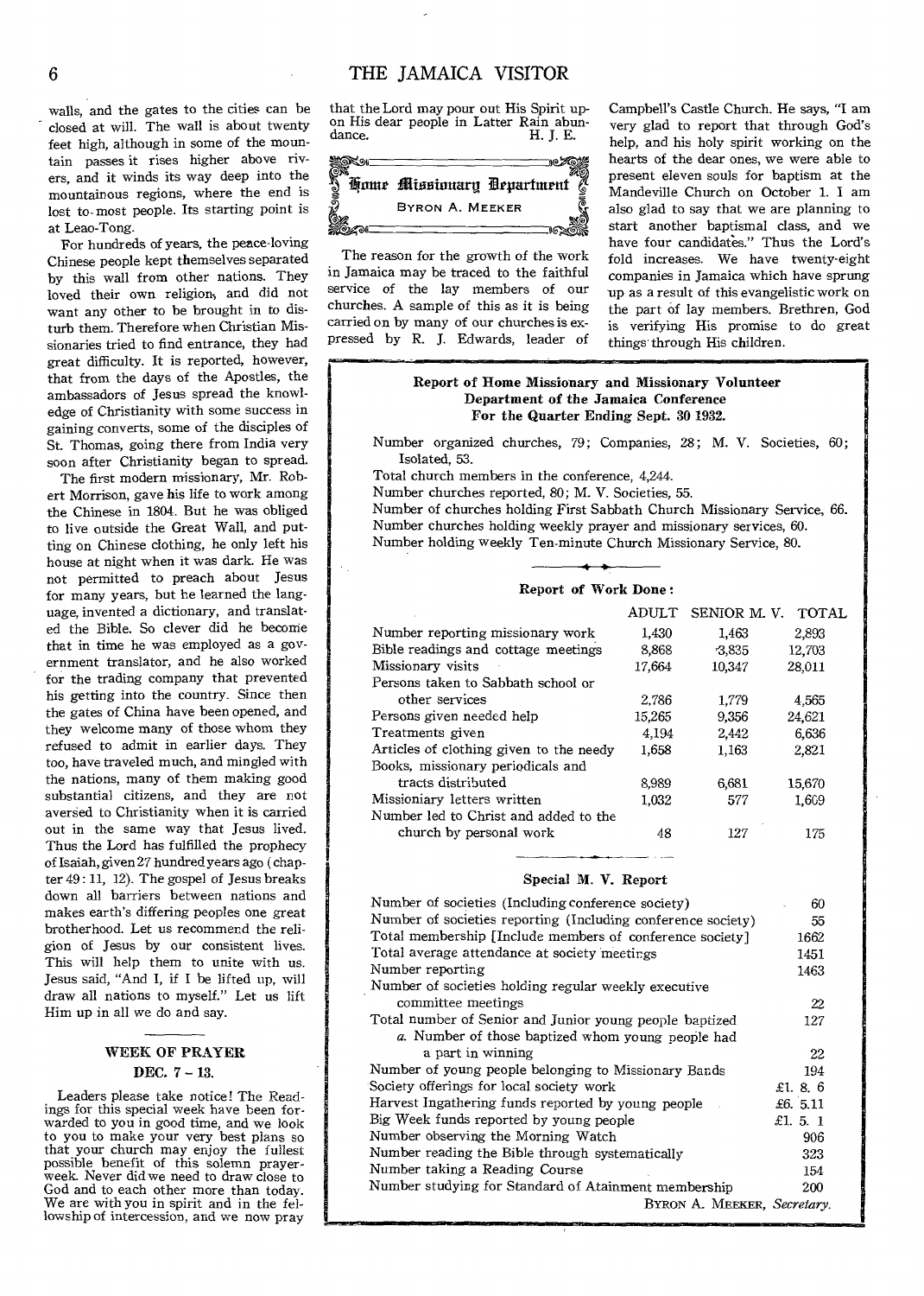walls, and the gates to the cities can be closed at will. The wall is about twenty feet high, although in some of the mountain passes it rises higher above rivers, and it winds its way deep into the mountainous regions, where the end is lost to most people. Its starting point is at Leao-Tong.

For hundreds of years, the peace-loving Chinese people kept themselves separated by this wall from other nations. They loved their own religion, and did not want any other to be brought in to disturb them. Therefore when Christian Missionaries tried to find entrance, they had great difficulty. It is reported, however, that from the days of the Apostles, the ambassadors of Jesus spread the knowledge of Christianity with some success in gaining converts, some of the disciples of St. Thomas, going there from India very soon after Christianity began to spread.

The first modern missionary, Mr. Robert Morrison, gave his life to work among the Chinese in 1804. But he was obliged to live outside the Great Wall, and putting on Chinese clothing, he only left his house at night when it was dark. He was not permitted to preach about Jesus for many years, but he learned the language, invented a dictionary, and translated the Bible. So clever did he become that in time he was employed as a government translator, and he also worked for the trading company that prevented his getting into the country. Since then the gates of China have been opened, and they welcome many of those whom they refused to admit in earlier days. They too, have traveled much, and mingled with the nations, many of them making good substantial citizens, and they are not aversed to Christianity when it is carried out in the same way that Jesus lived. Thus the Lord has fulfilled the prophecy of Isaiah, given 27 hundred years ago (chapter 49: 11, 12). The gospel of Jesus breaks down all barriers between nations and makes earth's differing peoples one great brotherhood. Let us recommend the religion of Jesus by our consistent lives. This will help them to unite with us. Jesus said, "And I, if I be lifted up, will draw all nations to myself." Let us lift Him up in all we do and say.

## WEEK OF PRAYER

### DEC. 7 – 13.

Leaders please take notice! The Readings for this special week have been forwarded to you in good time, and we look to you to make your very best plans so that your church may enjoy the fullest possible benefit of this solemn prayer-week. Never did we need to draw close to God and to each other more than today. We are with you in spirit and in the fellowship of intercession, and we now pray that the Lord may pour out His Spirit upon His dear people in Latter Rain abundance.

H. J. E.

## Home Missionary Department

BYRON A. MEEKER

The reason for the growth of the work in Jamaica may be traced to the faithful service of the lay members of our churches. A sample of this as it is being carried on by many of our churches is expressed by R. J. Edwards, leader of Campbell's Castle Church. He says, "I am very glad to report that through God's help, and his holy spirit working on the hearts of the dear ones, we were able to present eleven souls for baptism at the Mandeville Church on October 1. I am also glad to say that we are planning to start another baptismal class, and we have four candidates." Thus the Lord's fold increases. We have twenty-eight companies in Jamaica which have sprung up as a result of this evangelistic work on the part of lay members. Brethren, God is verifying His promise to do great things through His children.

### Report of Home Missionary and Missionary Volunteer Department of the Jamaica Conference For the Quarter Ending Sept. 30 1932.

Number organized churches, 79; Companies, 28; M. V. Societies, 60; Isolated, 53.

Total church members in the conference, 4,244.

Number churches reported, 80; M. V. Societies, 55.

Number of churches holding First Sabbath Church Missionary Service, 66.

Number churches holding weekly prayer and missionary services, 60.

Number holding weekly Ten-minute Church Missionary Service, 80.

#### Report of Work Done:

| | ADULT | SENIOR M. V. | TOTAL |
|---|---|---|---|
| Number reporting missionary work | 1,430 | 1,463 | 2,893 |
| Bible readings and cottage meetings | 8,868 | 3,835 | 12,703 |
| Missionary visits | 17,664 | 10,347 | 28,011 |
| Persons taken to Sabbath school or other services | 2,786 | 1,779 | 4,565 |
| Persons given needed help | 15,265 | 9,356 | 24,621 |
| Treatments given | 4,194 | 2,442 | 6,636 |
| Articles of clothing given to the needy | 1,658 | 1,163 | 2,821 |
| Books, missionary periodicals and tracts distributed | 8,989 | 6,681 | 15,670 |
| Missionary letters written | 1,032 | 577 | 1,609 |
| Number led to Christ and added to the church by personal work | 48 | 127 | 175 |

#### Special M. V. Report

| | |
|---|---|
| Number of societies (Including conference society) | 60 |
| Number of societies reporting (Including conference society) | 55 |
| Total membership [Include members of conference society] | 1662 |
| Total average attendance at society meetings | 1451 |
| Number reporting | 1463 |
| Number of societies holding regular weekly executive committee meetings | 22 |
| Total number of Senior and Junior young people baptized | 127 |
| *a.* Number of those baptized whom young people had a part in winning | 22 |
| Number of young people belonging to Missionary Bands | 194 |
| Society offerings for local society work | £1. 8. 6 |
| Harvest Ingathering funds reported by young people | £6. 5.11 |
| Big Week funds reported by young people | £1. 5. 1 |
| Number observing the Morning Watch | 906 |
| Number reading the Bible through systematically | 323 |
| Number taking a Reading Course | 154 |
| Number studying for Standard of Atainment membership | 200 |

BYRON A. MEEKER, *Secretary.*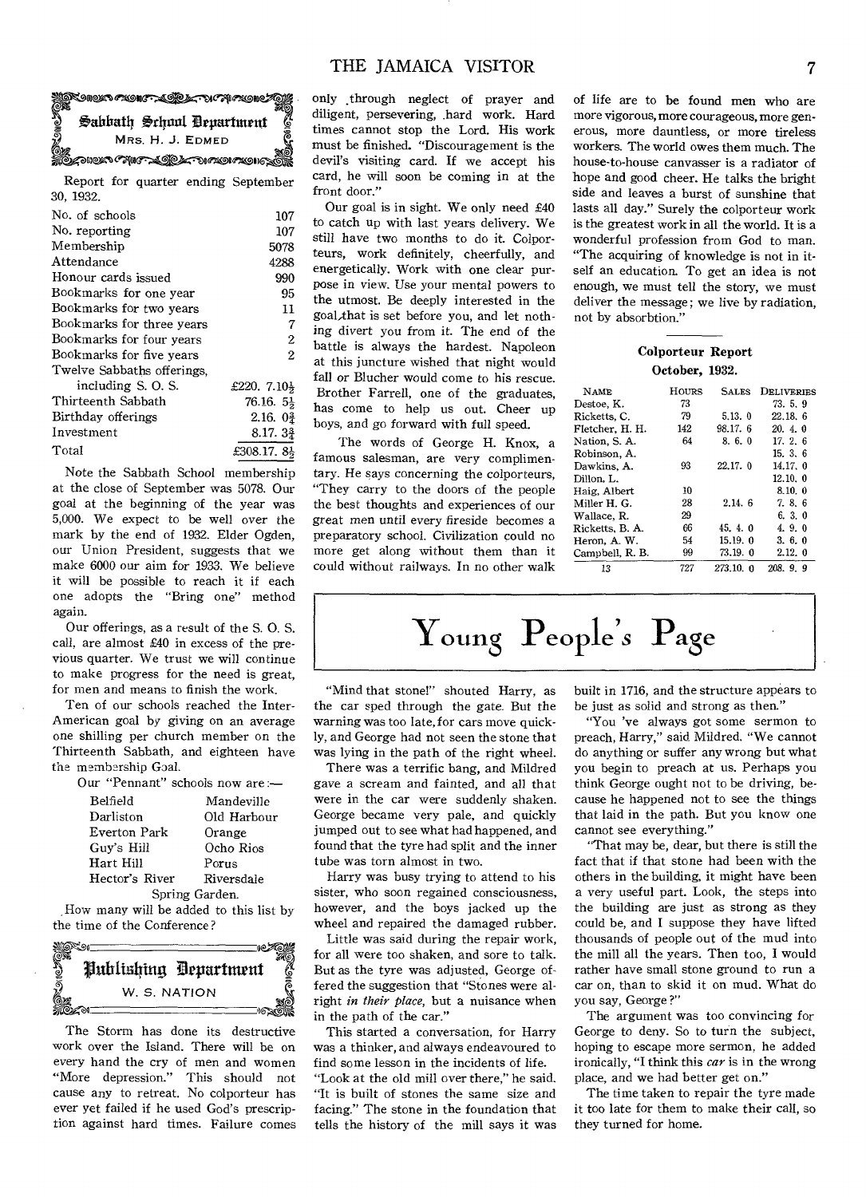## Sabbath School Department

MRS. H. J. EDMED

Report for quarter ending September 30, 1932.

| | |
|---|---|
| No. of schools | 107 |
| No. reporting | 107 |
| Membership | 5078 |
| Attendance | 4288 |
| Honour cards issued | 990 |
| Bookmarks for one year | 95 |
| Bookmarks for two years | 11 |
| Bookmarks for three years | 7 |
| Bookmarks for four years | 2 |
| Bookmarks for five years | 2 |
| Twelve Sabbaths offerings, including S. O. S. | £220. 7.10½ |
| Thirteenth Sabbath | 76.16. 5½ |
| Birthday offerings | 2.16. 0¾ |
| Investment | 8.17. 3¾ |
| Total | £308.17. 8½ |

Note the Sabbath School membership at the close of September was 5078. Our goal at the beginning of the year was 5,000. We expect to be well over the mark by the end of 1932. Elder Ogden, our Union President, suggests that we make 6000 our aim for 1933. We believe it will be possible to reach it if each one adopts the "Bring one" method again.

Our offerings, as a result of the S. O. S. call, are almost £40 in excess of the previous quarter. We trust we will continue to make progress for the need is great, for men and means to finish the work.

Ten of our schools reached the Inter-American goal by giving on an average one shilling per church member on the Thirteenth Sabbath, and eighteen have the membership Goal.

Our "Pennant" schools now are:—

| | |
|---|---|
| Belfield | Mandeville |
| Darliston | Old Harbour |
| Everton Park | Orange |
| Guy's Hill | Ocho Rios |
| Hart Hill | Porus |
| Hector's River | Riversdale |
| Spring Garden. | |

How many will be added to this list by the time of the Conference?

## Publishing Department

W. S. NATION

The Storm has done its destructive work over the Island. There will be on every hand the cry of men and women "More depression." This should not cause any to retreat. No colporteur has ever yet failed if he used God's prescription against hard times. Failure comes only through neglect of prayer and diligent, persevering, hard work. Hard times cannot stop the Lord. His work must be finished. "Discouragement is the devil's visiting card. If we accept his card, he will soon be coming in at the front door."

Our goal is in sight. We only need £40 to catch up with last years delivery. We still have two months to do it. Colporteurs, work definitely, cheerfully, and energetically. Work with one clear purpose in view. Use your mental powers to the utmost. Be deeply interested in the goal that is set before you, and let nothing divert you from it. The end of the battle is always the hardest. Napoleon at this juncture wished that night would fall or Blucher would come to his rescue. Brother Farrell, one of the graduates, has come to help us out. Cheer up boys, and go forward with full speed.

The words of George H. Knox, a famous salesman, are very complimentary. He says concerning the colporteurs, "They carry to the doors of the people the best thoughts and experiences of our great men until every fireside becomes a preparatory school. Civilization could no more get along without them than it could without railways. In no other walk of life are to be found men who are more vigorous, more courageous, more generous, more dauntless, or more tireless workers. The world owes them much. The house-to-house canvasser is a radiator of hope and good cheer. He talks the bright side and leaves a burst of sunshine that lasts all day." Surely the colporteur work is the greatest work in all the world. It is a wonderful profession from God to man. "The acquiring of knowledge is not in itself an education. To get an idea is not enough, we must tell the story, we must deliver the message; we live by radiation, not by absorbtion."

### Colporteur Report

**October, 1932.**

| NAME | HOURS | SALES | DELIVERIES |
|---|---|---|---|
| Destoe, K. | 73 | | 73. 5. 9 |
| Ricketts, C. | 79 | 5.13. 0 | 22.18. 6 |
| Fletcher, H. H. | 142 | 98.17. 6 | 20. 4. 0 |
| Nation, S. A. | 64 | 8. 6. 0 | 17. 2. 6 |
| Robinson, A. | | | 15. 3. 6 |
| Dawkins, A. | 93 | 22.17. 0 | 14.17. 0 |
| Dillon, L. | | | 12.10. 0 |
| Haig, Albert | 10 | | 8.10. 0 |
| Miller H. G. | 28 | 2.14. 6 | 7. 8. 6 |
| Wallace, R. | 29 | | 6. 3. 0 |
| Ricketts, B. A. | 66 | 45. 4. 0 | 4. 9. 0 |
| Heron, A. W. | 54 | 15.19. 0 | 3. 6. 0 |
| Campbell, R. B. | 99 | 73.19. 0 | 2.12. 0 |
| 13 | 727 | 273.10. 0 | 208. 9. 9 |

# Young People's Page

"Mind that stone!" shouted Harry, as the car sped through the gate. But the warning was too late, for cars move quickly, and George had not seen the stone that was lying in the path of the right wheel.

There was a terrific bang, and Mildred gave a scream and fainted, and all that were in the car were suddenly shaken. George became very pale, and quickly jumped out to see what had happened, and found that the tyre had split and the inner tube was torn almost in two.

Harry was busy trying to attend to his sister, who soon regained consciousness, however, and the boys jacked up the wheel and repaired the damaged rubber.

Little was said during the repair work, for all were too shaken, and sore to talk. But as the tyre was adjusted, George offered the suggestion that "Stones were alright *in their place*, but a nuisance when in the path of the car."

This started a conversation, for Harry was a thinker, and always endeavoured to find some lesson in the incidents of life.

"Look at the old mill over there," he said. "It is built of stones the same size and facing." The stone in the foundation that tells the history of the mill says it was built in 1716, and the structure appears to be just as solid and strong as then."

"You 've always got some sermon to preach, Harry," said Mildred. "We cannot do anything or suffer any wrong but what you begin to preach at us. Perhaps you think George ought not to be driving, because he happened not to see the things that laid in the path. But you know one cannot see everything."

"That may be, dear, but there is still the fact that if that stone had been with the others in the building, it might have been a very useful part. Look, the steps into the building are just as strong as they could be, and I suppose they have lifted thousands of people out of the mud into the mill all the years. Then too, I would rather have small stone ground to run a car on, than to skid it on mud. What do you say, George?"

The argument was too convincing for George to deny. So to turn the subject, hoping to escape more sermon, he added ironically, "I think this *car* is in the wrong place, and we had better get on."

The time taken to repair the tyre made it too late for them to make their call, so they turned for home.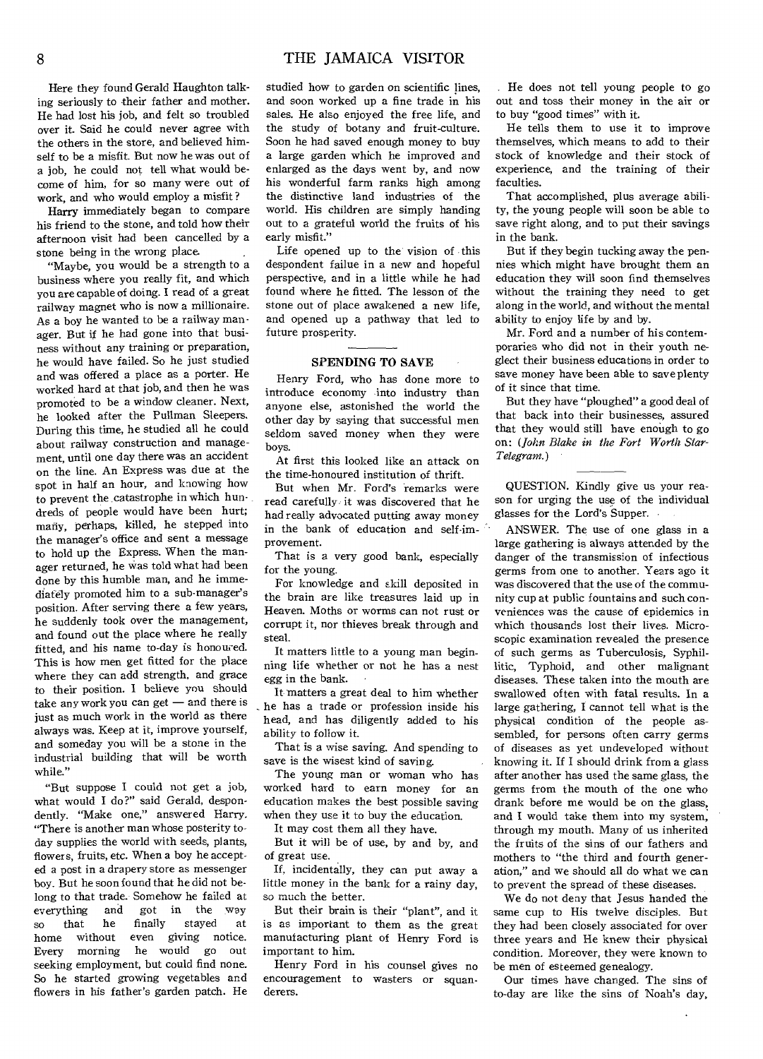Here they found Gerald Haughton talking seriously to their father and mother. He had lost his job, and felt so troubled over it. Said he could never agree with the others in the store, and believed himself to be a misfit. But now he was out of a job, he could not tell what would become of him, for so many were out of work, and who would employ a misfit?

Harry immediately began to compare his friend to the stone, and told how their afternoon visit had been cancelled by a stone being in the wrong place.

"Maybe, you would be a strength to a business where you really fit, and which you are capable of doing. I read of a great railway magnet who is now a millionaire. As a boy he wanted to be a railway manager. But if he had gone into that business without any training or preparation, he would have failed. So he just studied and was offered a place as a porter. He worked hard at that job, and then he was promoted to be a window cleaner. Next, he looked after the Pullman Sleepers. During this time, he studied all he could about railway construction and management, until one day there was an accident on the line. An Express was due at the spot in half an hour, and knowing how to prevent the catastrophe in which hundreds of people would have been hurt; many, perhaps, killed, he stepped into the manager's office and sent a message to hold up the Express. When the manager returned, he was told what had been done by this humble man, and he immediately promoted him to a sub-manager's position. After serving there a few years, he suddenly took over the management, and found out the place where he really fitted, and his name to-day is honoured. This is how men get fitted for the place where they can add strength, and grace to their position. I believe you should take any work you can get — and there is just as much work in the world as there always was. Keep at it, improve yourself, and someday you will be a stone in the industrial building that will be worth while."

"But suppose I could not get a job, what would I do?" said Gerald, despondently. "Make one," answered Harry. "There is another man whose posterity today supplies the world with seeds, plants, flowers, fruits, etc. When a boy he accepted a post in a drapery store as messenger boy. But he soon found that he did not belong to that trade. Somehow he failed at everything and got in the way so that he finally stayed at home without even giving notice. Every morning he would go out seeking employment, but could find none. So he started growing vegetables and flowers in his father's garden patch. He studied how to garden on scientific lines, and soon worked up a fine trade in his sales. He also enjoyed the free life, and the study of botany and fruit-culture. Soon he had saved enough money to buy a large garden which he improved and enlarged as the days went by, and now his wonderful farm ranks high among the distinctive land industries of the world. His children are simply handing out to a grateful world the fruits of his early misfit."

Life opened up to the vision of this despondent failue in a new and hopeful perspective, and in a little while he had found where he fitted. The lesson of the stone out of place awakened a new life, and opened up a pathway that led to future prosperity.

## SPENDING TO SAVE

Henry Ford, who has done more to introduce economy into industry than anyone else, astonished the world the other day by saying that successful men seldom saved money when they were boys.

At first this looked like an attack on the time-honoured institution of thrift.

But when Mr. Ford's remarks were read carefully it was discovered that he had really advocated putting away money in the bank of education and self-improvement.

That is a very good bank, especially for the young.

For knowledge and skill deposited in the brain are like treasures laid up in Heaven. Moths or worms can not rust or corrupt it, nor thieves break through and steal.

It matters little to a young man beginning life whether or not he has a nest egg in the bank.

It matters a great deal to him whether he has a trade or profession inside his head, and has diligently added to his ability to follow it.

That is a wise saving. And spending to save is the wisest kind of saving.

The young man or woman who has worked hard to earn money for an education makes the best possible saving when they use it to buy the education.

It may cost them all they have.

But it will be of use, by and by, and of great use.

If, incidentally, they can put away a little money in the bank for a rainy day, so much the better.

But their brain is their "plant", and it is as important to them as the great manufacturing plant of Henry Ford is important to him.

Henry Ford in his counsel gives no encouragement to wasters or squanderers.

He does not tell young people to go out and toss their money in the air or to buy "good times" with it.

He tells them to use it to improve themselves, which means to add to their stock of knowledge and their stock of experience, and the training of their faculties.

That accomplished, plus average ability, the young people will soon be able to save right along, and to put their savings in the bank.

But if they begin tucking away the pennies which might have brought them an education they will soon find themselves without the training they need to get along in the world, and without the mental ability to enjoy life by and by.

Mr. Ford and a number of his contemporaries who did not in their youth neglect their business educations in order to save money have been able to save plenty of it since that time.

But they have "ploughed" a good deal of that back into their businesses, assured that they would still have enough to go on: (*John Blake in the Fort Worth Star-Telegram.*)

---

QUESTION. Kindly give us your reason for urging the use of the individual glasses for the Lord's Supper.

ANSWER. The use of one glass in a large gathering is always attended by the danger of the transmission of infectious germs from one to another. Years ago it was discovered that the use of the community cup at public fountains and such conveniences was the cause of epidemics in which thousands lost their lives. Microscopic examination revealed the presence of such germs as Tuberculosis, Syphillitic, Typhoid, and other malignant diseases. These taken into the mouth are swallowed often with fatal results. In a large gathering, I cannot tell what is the physical condition of the people assembled, for persons often carry germs of diseases as yet undeveloped without knowing it. If I should drink from a glass after another has used the same glass, the germs from the mouth of the one who drank before me would be on the glass, and I would take them into my system, through my mouth. Many of us inherited the fruits of the sins of our fathers and mothers to "the third and fourth generation," and we should all do what we can to prevent the spread of these diseases.

We do not deny that Jesus handed the same cup to His twelve disciples. But they had been closely associated for over three years and He knew their physical condition. Moreover, they were known to be men of esteemed genealogy.

Our times have changed. The sins of to-day are like the sins of Noah's day,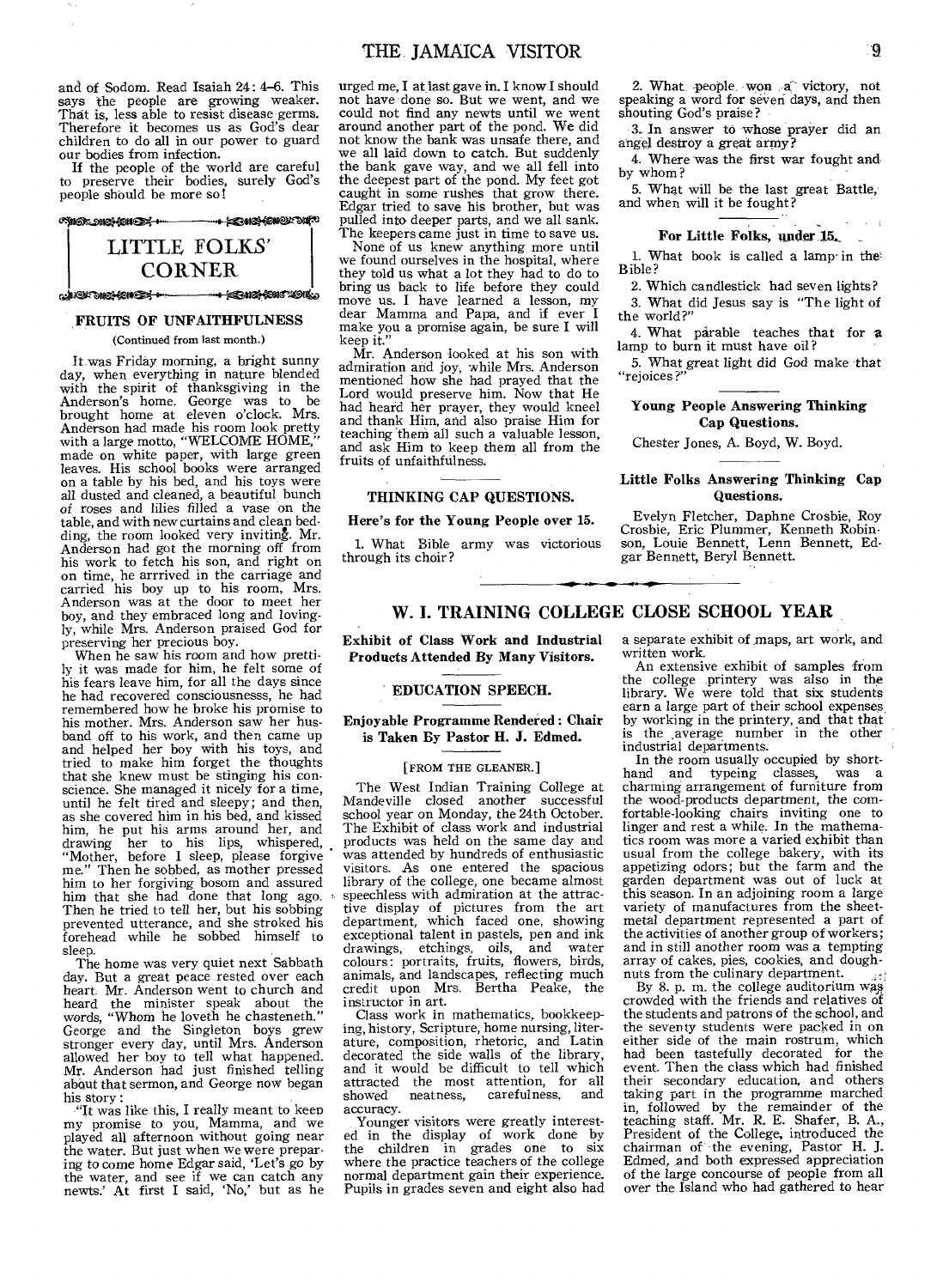and of Sodom. Read Isaiah 24: 4–6. This says the people are growing weaker. That is, less able to resist disease germs. Therefore it becomes us as God's dear children to do all in our power to guard our bodies from infection.

If the people of the world are careful to preserve their bodies, surely God's people should be more so!

## LITTLE FOLKS' CORNER

### FRUITS OF UNFAITHFULNESS

(Continued from last month.)

It was Friday morning, a bright sunny day, when everything in nature blended with the spirit of thanksgiving in the Anderson's home. George was to be brought home at eleven o'clock. Mrs. Anderson had made his room look pretty with a large motto, "WELCOME HOME," made on white paper, with large green leaves. His school books were arranged on a table by his bed, and his toys were all dusted and cleaned, a beautiful bunch of roses and lilies filled a vase on the table, and with new curtains and clean bedding, the room looked very inviting. Mr. Anderson had got the morning off from his work to fetch his son, and right on on time, he arrrived in the carriage and carried his boy up to his room, Mrs. Anderson was at the door to meet her boy, and they embraced long and lovingly, while Mrs. Anderson praised God for preserving her precious boy.

When he saw his room and how prettily it was made for him, he felt some of his fears leave him, for all the days since he had recovered consciousnesss, he had remembered how he broke his promise to his mother. Mrs. Anderson saw her husband off to his work, and then came up and helped her boy with his toys, and tried to make him forget the thoughts that she knew must be stinging his conscience. She managed it nicely for a time, until he felt tired and sleepy; and then, as she covered him in his bed, and kissed him, he put his arms around her, and drawing her to his lips, whispered, "Mother, before I sleep, please forgive me." Then he sobbed, as mother pressed him to her forgiving bosom and assured him that she had done that long ago. Then he tried to tell her, but his sobbing prevented utterance, and she stroked his forehead while he sobbed himself to sleep.

The home was very quiet next Sabbath day. But a great peace rested over each heart. Mr. Anderson went to church and heard the minister speak about the words, "Whom he loveth he chasteneth." George and the Singleton boys grew stronger every day, until Mrs. Anderson allowed her boy to tell what happened. Mr. Anderson had just finished telling about that sermon, and George now began his story:

"It was like this, I really meant to keep my promise to you, Mamma, and we played all afternoon without going near the water. But just when we were preparing to come home Edgar said, 'Let's go by the water, and see if we can catch any newts.' At first I said, 'No,' but as he urged me, I at last gave in. I know I should not have done so. But we went, and we could not find any newts until we went around another part of the pond. We did not know the bank was unsafe there, and we all laid down to catch. But suddenly the bank gave way, and we all fell into the deepest part of the pond. My feet got caught in some rushes that grow there. Edgar tried to save his brother, but was pulled into deeper parts, and we all sank. The keepers came just in time to save us.

None of us knew anything more until we found ourselves in the hospital, where they told us what a lot they had to do to bring us back to life before they could move us. I have learned a lesson, my dear Mamma and Papa, and if ever I make you a promise again, be sure I will keep it."

Mr. Anderson looked at his son with admiration and joy, while Mrs. Anderson mentioned how she had prayed that the Lord would preserve him. Now that He had heard her prayer, they would kneel and thank Him, and also praise Him for teaching them all such a valuable lesson, and ask Him to keep them all from the fruits of unfaithfulness.

### THINKING CAP QUESTIONS.

**Here's for the Young People over 15.**

1. What Bible army was victorious through its choir?
2. What people won a victory, not speaking a word for seven days, and then shouting God's praise?
3. In answer to whose prayer did an angel destroy a great army?
4. Where was the first war fought and by whom?
5. What will be the last great Battle, and when will it be fought?

**For Little Folks, under 15.**

1. What book is called a lamp in the Bible?
2. Which candlestick had seven lights?
3. What did Jesus say is "The light of the world?"
4. What parable teaches that for a lamp to burn it must have oil?
5. What great light did God make that "rejoices?"

**Young People Answering Thinking Cap Questions.**

Chester Jones, A. Boyd, W. Boyd.

**Little Folks Answering Thinking Cap Questions.**

Evelyn Fletcher, Daphne Crosbie, Roy Crosbie, Eric Plummer, Kenneth Robinson, Louie Bennett, Lenn Bennett, Edgar Bennett, Beryl Bennett.

## W. I. TRAINING COLLEGE CLOSE SCHOOL YEAR

**Exhibit of Class Work and Industrial Products Attended By Many Visitors.**

### EDUCATION SPEECH.

**Enjoyable Programme Rendered: Chair is Taken By Pastor H. J. Edmed.**

[FROM THE GLEANER.]

The West Indian Training College at Mandeville closed another successful school year on Monday, the 24th October. The Exhibit of class work and industrial products was held on the same day and was attended by hundreds of enthusiastic visitors. As one entered the spacious library of the college, one became almost speechless with admiration at the attractive display of pictures from the art department, which faced one, showing exceptional talent in pastels, pen and ink drawings, etchings, oils, and water colours: portraits, fruits, flowers, birds, animals, and landscapes, reflecting much credit upon Mrs. Bertha Peake, the instructor in art.

Class work in mathematics, bookkeeping, history, Scripture, home nursing, literature, composition, rhetoric, and Latin decorated the side walls of the library, and it would be difficult to tell which attracted the most attention, for all showed neatness, carefulness, and accuracy.

Younger visitors were greatly interested in the display of work done by the children in grades one to six where the practice teachers of the college normal department gain their experience. Pupils in grades seven and eight also had a separate exhibit of maps, art work, and written work.

An extensive exhibit of samples from the college printery was also in the library. We were told that six students earn a large part of their school expenses by working in the printery, and that that is the average number in the other industrial departments.

In the room usually occupied by shorthand and typeing classes, was a charming arrangement of furniture from the wood-products department, the comfortable-looking chairs inviting one to linger and rest a while. In the mathematics room was more a varied exhibit than usual from the college bakery, with its appetizing odors; but the farm and the garden department was out of luck at this season. In an adjoining room a large variety of manufactures from the sheet-metal department represented a part of the activities of another group of workers; and in still another room was a tempting array of cakes, pies, cookies, and doughnuts from the culinary department.

By 8. p. m. the college auditorium was crowded with the friends and relatives of the students and patrons of the school, and the seventy students were packed in on either side of the main rostrum, which had been tastefully decorated for the event. Then the class which had finished their secondary education, and others taking part in the programme marched in, followed by the remainder of the teaching staff. Mr. R. E. Shafer, B. A., President of the College, introduced the chairman of the evening, Pastor H. J. Edmed, and both expressed appreciation of the large concourse of people from all over the Island who had gathered to hear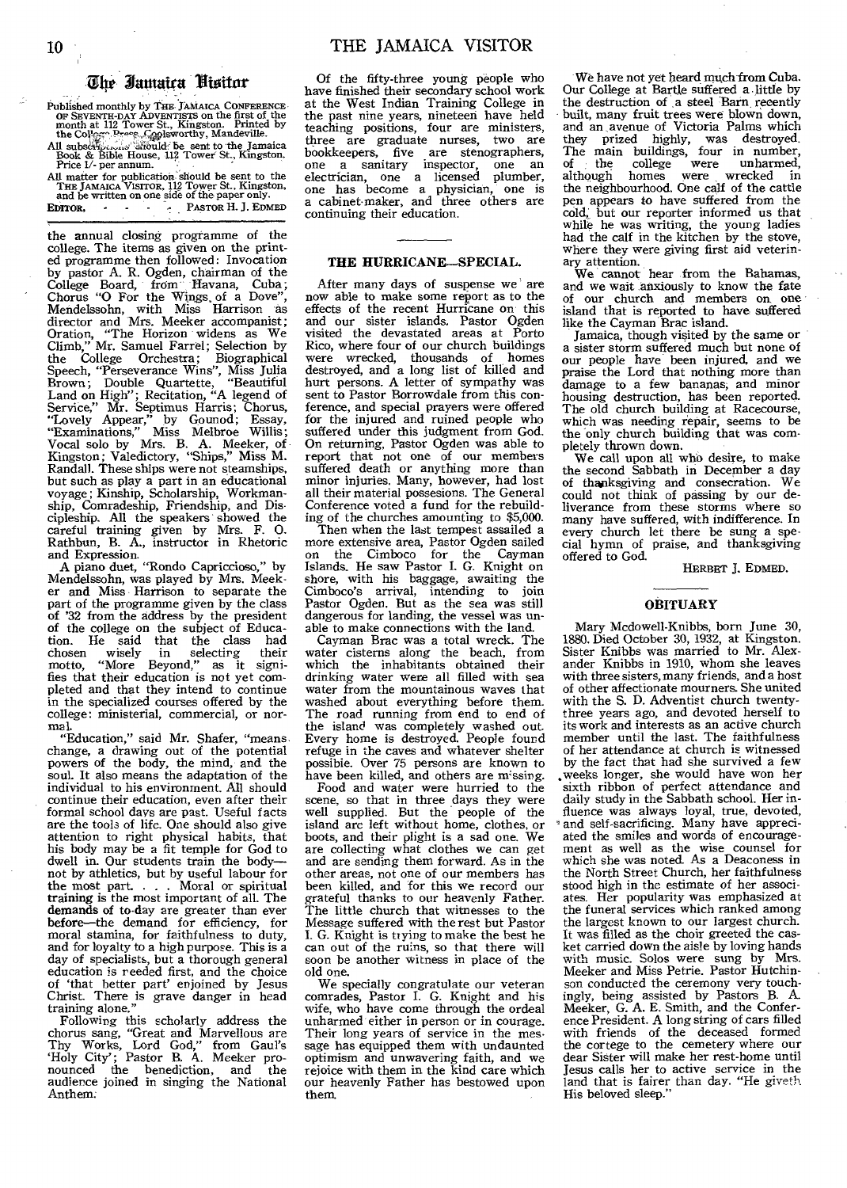## The Jamaica Visitor

Published monthly by THE JAMAICA CONFERENCE OF SEVENTH-DAY ADVENTISTS on the first of the month at 112 Tower St., Kingston. Printed by the College Press, Coplsworthy, Mandeville.

All subscriptions should be sent to the Jamaica Book & Bible House, 112 Tower St., Kingston. Price 1/- per annum.

All matter for publication should be sent to the THE JAMAICA VISITOR, 112 Tower St., Kingston, and be written on one side of the paper only.

EDITOR, - - - - PASTOR H. J. EDMED

the annual closing programme of the college. The items as given on the printed programme then followed: Invocation by pastor A. R. Ogden, chairman of the College Board, from Havana, Cuba; Chorus "O For the Wings of a Dove", Mendelssohn, with Miss Harrison as director and Mrs. Meeker accompanist; Oration, "The Horizon widens as We Climb," Mr. Samuel Farrel; Selection by the College Orchestra; Biographical Speech, "Perseverance Wins", Miss Julia Brown; Double Quartette, "Beautiful Land on High"; Recitation, "A legend of Service," Mr. Septimus Harris; Chorus, "Lovely Appear," by Gounod; Essay, "Examinations," Miss Melbroe Willis; Vocal solo by Mrs. B. A. Meeker, of Kingston; Valedictory, "Ships," Miss M. Randall. These ships were not steamships, but such as play a part in an educational voyage; Kinship, Scholarship, Workmanship, Comradeship, Friendship, and Discipleship. All the speakers showed the careful training given by Mrs. F. O. Rathbun, B. A., instructor in Rhetoric and Expression.

A piano duet, "Rondo Capriccioso," by Mendelssohn, was played by Mrs. Meeker and Miss Harrison to separate the part of the programme given by the class of '32 from the address by the president of the college on the subject of Education. He said that the class had chosen wisely in selecting their motto, "More Beyond," as it signifies that their education is not yet completed and that they intend to continue in the specialized courses offered by the college: ministerial, commercial, or normal.

"Education," said Mr. Shafer, "means change, a drawing out of the potential powers of the body, the mind, and the soul. It also means the adaptation of the individual to his environment. All should continue their education, even after their formal school days are past. Useful facts are the tools of life. One should also give attention to right physical habits, that his body may be a fit temple for God to dwell in. Our students train the body—not by athletics, but by useful labour for the most part. . . . Moral or spiritual training is the most important of all. The demands of to-day are greater than ever before—the demand for efficiency, for moral stamina, for faithfulness to duty, and for loyalty to a high purpose. This is a day of specialists, but a thorough general education is needed first, and the choice of 'that better part' enjoined by Jesus Christ. There is grave danger in head training alone."

Following this scholarly address the chorus sang, "Great and Marvellous are Thy Works, Lord God," from Gaul's 'Holy City'; Pastor B. A. Meeker pronounced the benediction, and the audience joined in singing the National Anthem.

Of the fifty-three young people who have finished their secondary school work at the West Indian Training College in the past nine years, nineteen have held teaching positions, four are ministers, three are graduate nurses, two are bookkeepers, five are stenographers, one a sanitary inspector, one an electrician, one a licensed plumber, one has become a physician, one is a cabinet-maker, and three others are continuing their education.

### THE HURRICANE—SPECIAL.

After many days of suspense we are now able to make some report as to the effects of the recent Hurricane on this and our sister islands. Pastor Ogden visited the devastated areas at Porto Rico, where four of our church buildings were wrecked, thousands of homes destroyed, and a long list of killed and hurt persons. A letter of sympathy was sent to Pastor Borrowdale from this conference, and special prayers were offered for the injured and ruined people who suffered under this judgment from God. On returning, Pastor Ogden was able to report that not one of our members suffered death or anything more than minor injuries. Many, however, had lost all their material possesions. The General Conference voted a fund for the rebuilding of the churches amounting to $5,000.

Then when the last tempest assailed a more extensive area, Pastor Ogden sailed on the Cimboco for the Cayman Islands. He saw Pastor I. G. Knight on shore, with his baggage, awaiting the Cimboco's arrival, intending to join Pastor Ogden. But as the sea was still dangerous for landing, the vessel was unable to make connections with the land.

Cayman Brac was a total wreck. The water cisterns along the beach, from which the inhabitants obtained their drinking water were all filled with sea water from the mountainous waves that washed about everything before them. The road running from end to end of the island was completely washed out. Every home is destroyed. People found refuge in the caves and whatever shelter possible. Over 75 persons are known to have been killed, and others are missing.

Food and water were hurried to the scene, so that in three days they were well supplied. But the people of the island are left without home, clothes, or boots, and their plight is a sad one. We are collecting what clothes we can get and are sending them forward. As in the other areas, not one of our members has been killed, and for this we record our grateful thanks to our heavenly Father. The little church that witnesses to the Message suffered with the rest but Pastor I. G. Knight is trying to make the best he can out of the ruins, so that there will soon be another witness in place of the old one.

We specially congratulate our veteran comrades, Pastor I. G. Knight and his wife, who have come through the ordeal unharmed either in person or in courage. Their long years of service in the message has equipped them with undaunted optimism and unwavering faith, and we rejoice with them in the kind care which our heavenly Father has bestowed upon them.

We have not yet heard much from Cuba. Our College at Bartle suffered a little by the destruction of a steel Barn recently built, many fruit trees were blown down, and an avenue of Victoria Palms which they prized highly, was destroyed. The main buildings, four in number, of the college were unharmed, although homes were wrecked in the neighbourhood. One calf of the cattle pen appears to have suffered from the cold, but our reporter informed us that while he was writing, the young ladies had the calf in the kitchen by the stove, where they were giving first aid veterinary attention.

We cannot hear from the Bahamas, and we wait anxiously to know the fate of our church and members on one island that is reported to have suffered like the Cayman Brac island.

Jamaica, though visited by the same or a sister storm suffered much but none of our people have been injured, and we praise the Lord that nothing more than damage to a few bananas, and minor housing destruction, has been reported. The old church building at Racecourse, which was needing repair, seems to be the only church building that was completely thrown down.

We call upon all who desire, to make the second Sabbath in December a day of thanksgiving and consecration. We could not think of passing by our deliverance from these storms where so many have suffered, with indifference. In every church let there be sung a special hymn of praise, and thanksgiving offered to God.

HERBET J. EDMED.

### OBITUARY

Mary Mcdowell-Knibbs, born June 30, 1880. Died October 30, 1932, at Kingston. Sister Knibbs was married to Mr. Alexander Knibbs in 1910, whom she leaves with three sisters, many friends, and a host of other affectionate mourners. She united with the S. D. Adventist church twenty-three years ago, and devoted herself to its work and interests as an active church member until the last. The faithfulness of her attendance at church is witnessed by the fact that had she survived a few weeks longer, she would have won her sixth ribbon of perfect attendance and daily study in the Sabbath school. Her influence was always loyal, true, devoted, and self-sacrificing. Many have appreciated the smiles and words of encouragement as well as the wise counsel for which she was noted. As a Deaconess in the North Street Church, her faithfulness stood high in the estimate of her associates. Her popularity was emphasized at the funeral services which ranked among the largest known to our largest church. It was filled as the choir greeted the casket carried down the aisle by loving hands with music. Solos were sung by Mrs. Meeker and Miss Petrie. Pastor Hutchinson conducted the ceremony very touchingly, being assisted by Pastors B. A. Meeker, G. A. E. Smith, and the Conference President. A long string of cars filled with friends of the deceased formed the cortege to the cemetery where our dear Sister will make her rest-home until Jesus calls her to active service in the land that is fairer than day. "He giveth His beloved sleep."